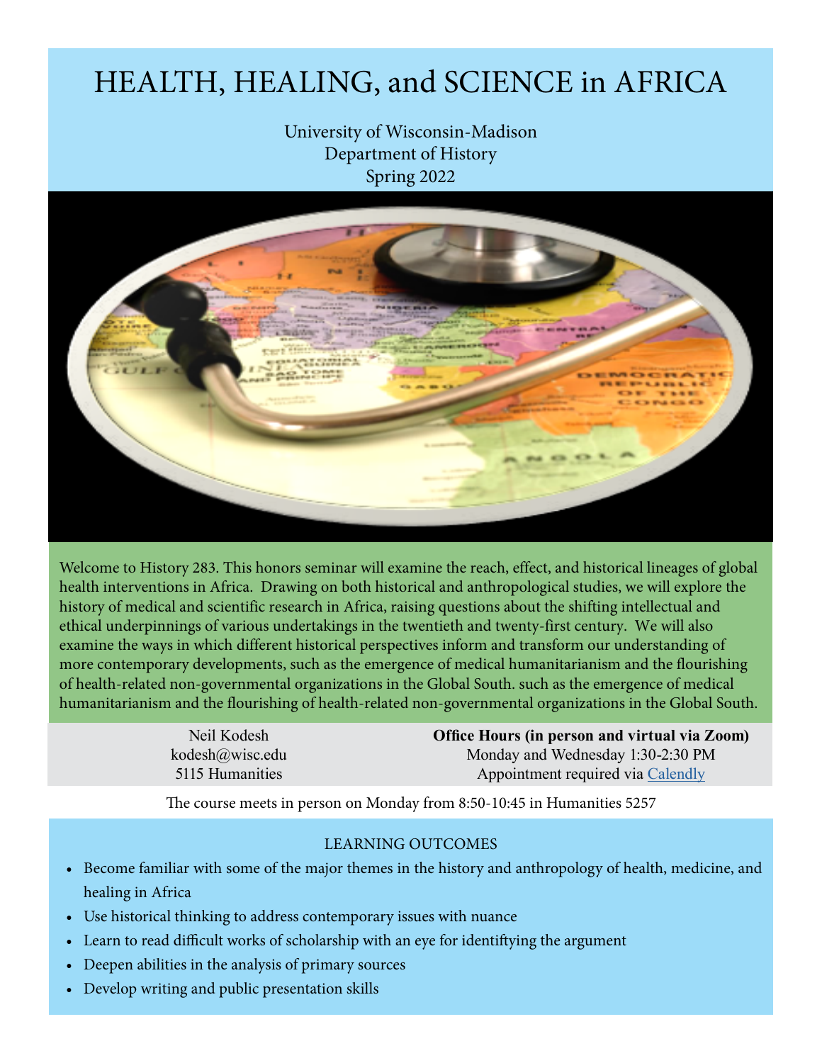# HEALTH, HEALING, and SCIENCE in AFRICA

University of Wisconsin-Madison
Department of History
Spring 2022

Welcome to History 283. This honors seminar will examine the reach, effect, and historical lineages of global health interventions in Africa. Drawing on both historical and anthropological studies, we will explore the history of medical and scientific research in Africa, raising questions about the shifting intellectual and ethical underpinnings of various undertakings in the twentieth and twenty-first century. We will also examine the ways in which different historical perspectives inform and transform our understanding of more contemporary developments, such as the emergence of medical humanitarianism and the flourishing of health-related non-governmental organizations in the Global South. such as the emergence of medical humanitarianism and the flourishing of health-related non-governmental organizations in the Global South.

Neil Kodesh
kodesh@wisc.edu
5115 Humanities

**Office Hours (in person and virtual via Zoom)**
Monday and Wednesday 1:30-2:30 PM
Appointment required via Calendly

The course meets in person on Monday from 8:50-10:45 in Humanities 5257

## LEARNING OUTCOMES

- Become familiar with some of the major themes in the history and anthropology of health, medicine, and healing in Africa
- Use historical thinking to address contemporary issues with nuance
- Learn to read difficult works of scholarship with an eye for identiftying the argument
- Deepen abilities in the analysis of primary sources
- Develop writing and public presentation skills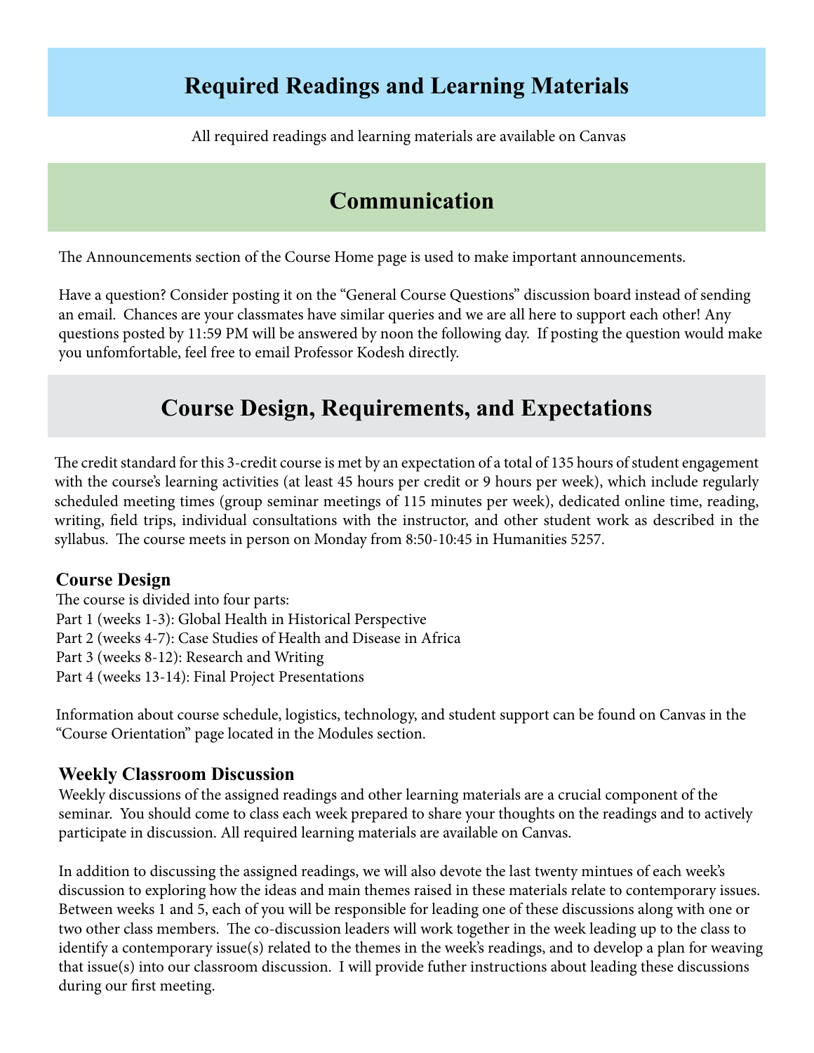# Required Readings and Learning Materials

All required readings and learning materials are available on Canvas

# Communication

The Announcements section of the Course Home page is used to make important announcements.

Have a question? Consider posting it on the "General Course Questions" discussion board instead of sending an email. Chances are your classmates have similar queries and we are all here to support each other! Any questions posted by 11:59 PM will be answered by noon the following day. If posting the question would make you unfomfortable, feel free to email Professor Kodesh directly.

# Course Design, Requirements, and Expectations

The credit standard for this 3-credit course is met by an expectation of a total of 135 hours of student engagement with the course's learning activities (at least 45 hours per credit or 9 hours per week), which include regularly scheduled meeting times (group seminar meetings of 115 minutes per week), dedicated online time, reading, writing, field trips, individual consultations with the instructor, and other student work as described in the syllabus. The course meets in person on Monday from 8:50-10:45 in Humanities 5257.

### Course Design

The course is divided into four parts:
Part 1 (weeks 1-3): Global Health in Historical Perspective
Part 2 (weeks 4-7): Case Studies of Health and Disease in Africa
Part 3 (weeks 8-12): Research and Writing
Part 4 (weeks 13-14): Final Project Presentations

Information about course schedule, logistics, technology, and student support can be found on Canvas in the "Course Orientation" page located in the Modules section.

### Weekly Classroom Discussion

Weekly discussions of the assigned readings and other learning materials are a crucial component of the seminar. You should come to class each week prepared to share your thoughts on the readings and to actively participate in discussion. All required learning materials are available on Canvas.

In addition to discussing the assigned readings, we will also devote the last twenty mintues of each week's discussion to exploring how the ideas and main themes raised in these materials relate to contemporary issues. Between weeks 1 and 5, each of you will be responsible for leading one of these discussions along with one or two other class members. The co-discussion leaders will work together in the week leading up to the class to identify a contemporary issue(s) related to the themes in the week's readings, and to develop a plan for weaving that issue(s) into our classroom discussion. I will provide futher instructions about leading these discussions during our first meeting.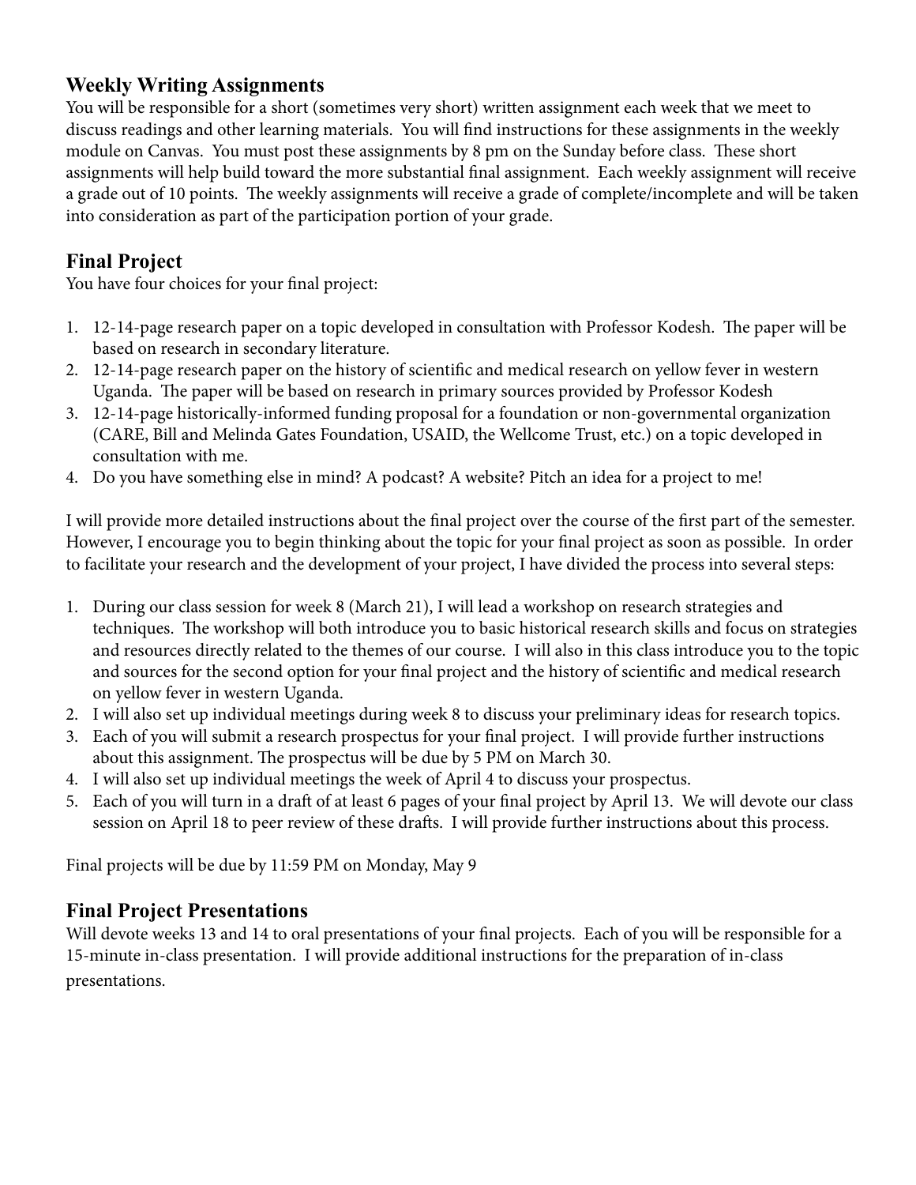## Weekly Writing Assignments

You will be responsible for a short (sometimes very short) written assignment each week that we meet to discuss readings and other learning materials. You will find instructions for these assignments in the weekly module on Canvas. You must post these assignments by 8 pm on the Sunday before class. These short assignments will help build toward the more substantial final assignment. Each weekly assignment will receive a grade out of 10 points. The weekly assignments will receive a grade of complete/incomplete and will be taken into consideration as part of the participation portion of your grade.

## Final Project

You have four choices for your final project:

1. 12-14-page research paper on a topic developed in consultation with Professor Kodesh. The paper will be based on research in secondary literature.
2. 12-14-page research paper on the history of scientific and medical research on yellow fever in western Uganda. The paper will be based on research in primary sources provided by Professor Kodesh
3. 12-14-page historically-informed funding proposal for a foundation or non-governmental organization (CARE, Bill and Melinda Gates Foundation, USAID, the Wellcome Trust, etc.) on a topic developed in consultation with me.
4. Do you have something else in mind? A podcast? A website? Pitch an idea for a project to me!

I will provide more detailed instructions about the final project over the course of the first part of the semester. However, I encourage you to begin thinking about the topic for your final project as soon as possible. In order to facilitate your research and the development of your project, I have divided the process into several steps:

1. During our class session for week 8 (March 21), I will lead a workshop on research strategies and techniques. The workshop will both introduce you to basic historical research skills and focus on strategies and resources directly related to the themes of our course. I will also in this class introduce you to the topic and sources for the second option for your final project and the history of scientific and medical research on yellow fever in western Uganda.
2. I will also set up individual meetings during week 8 to discuss your preliminary ideas for research topics.
3. Each of you will submit a research prospectus for your final project. I will provide further instructions about this assignment. The prospectus will be due by 5 PM on March 30.
4. I will also set up individual meetings the week of April 4 to discuss your prospectus.
5. Each of you will turn in a draft of at least 6 pages of your final project by April 13. We will devote our class session on April 18 to peer review of these drafts. I will provide further instructions about this process.

Final projects will be due by 11:59 PM on Monday, May 9

## Final Project Presentations

Will devote weeks 13 and 14 to oral presentations of your final projects. Each of you will be responsible for a 15-minute in-class presentation. I will provide additional instructions for the preparation of in-class presentations.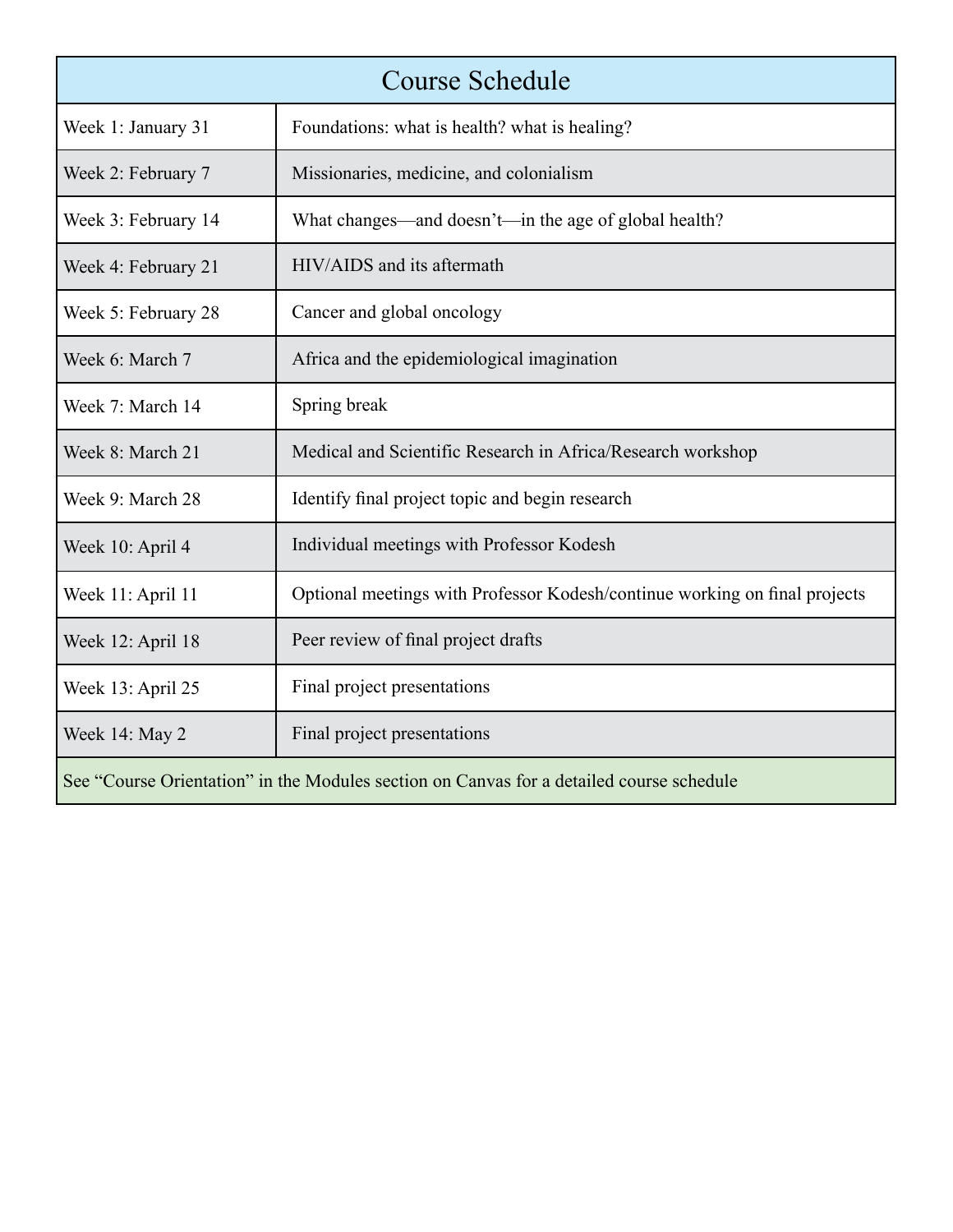| Course Schedule | |
|---|---|
| Week 1: January 31 | Foundations: what is health? what is healing? |
| Week 2: February 7 | Missionaries, medicine, and colonialism |
| Week 3: February 14 | What changes—and doesn't—in the age of global health? |
| Week 4: February 21 | HIV/AIDS and its aftermath |
| Week 5: February 28 | Cancer and global oncology |
| Week 6: March 7 | Africa and the epidemiological imagination |
| Week 7: March 14 | Spring break |
| Week 8: March 21 | Medical and Scientific Research in Africa/Research workshop |
| Week 9: March 28 | Identify final project topic and begin research |
| Week 10: April 4 | Individual meetings with Professor Kodesh |
| Week 11: April 11 | Optional meetings with Professor Kodesh/continue working on final projects |
| Week 12: April 18 | Peer review of final project drafts |
| Week 13: April 25 | Final project presentations |
| Week 14: May 2 | Final project presentations |
| See "Course Orientation" in the Modules section on Canvas for a detailed course schedule | |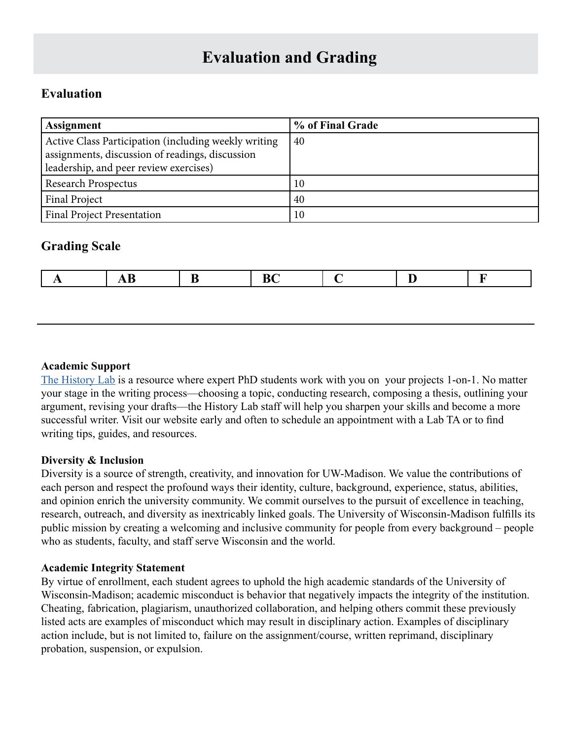# Evaluation and Grading

## Evaluation

| Assignment | % of Final Grade |
|---|---|
| Active Class Participation (including weekly writing assignments, discussion of readings, discussion leadership, and peer review exercises) | 40 |
| Research Prospectus | 10 |
| Final Project | 40 |
| Final Project Presentation | 10 |

## Grading Scale

| A | AB | B | BC | C | D | F |
|---|---|---|---|---|---|---|

---

**Academic Support**

The History Lab is a resource where expert PhD students work with you on your projects 1-on-1. No matter your stage in the writing process—choosing a topic, conducting research, composing a thesis, outlining your argument, revising your drafts—the History Lab staff will help you sharpen your skills and become a more successful writer. Visit our website early and often to schedule an appointment with a Lab TA or to find writing tips, guides, and resources.

**Diversity & Inclusion**

Diversity is a source of strength, creativity, and innovation for UW-Madison. We value the contributions of each person and respect the profound ways their identity, culture, background, experience, status, abilities, and opinion enrich the university community. We commit ourselves to the pursuit of excellence in teaching, research, outreach, and diversity as inextricably linked goals. The University of Wisconsin-Madison fulfills its public mission by creating a welcoming and inclusive community for people from every background – people who as students, faculty, and staff serve Wisconsin and the world.

**Academic Integrity Statement**

By virtue of enrollment, each student agrees to uphold the high academic standards of the University of Wisconsin-Madison; academic misconduct is behavior that negatively impacts the integrity of the institution. Cheating, fabrication, plagiarism, unauthorized collaboration, and helping others commit these previously listed acts are examples of misconduct which may result in disciplinary action. Examples of disciplinary action include, but is not limited to, failure on the assignment/course, written reprimand, disciplinary probation, suspension, or expulsion.